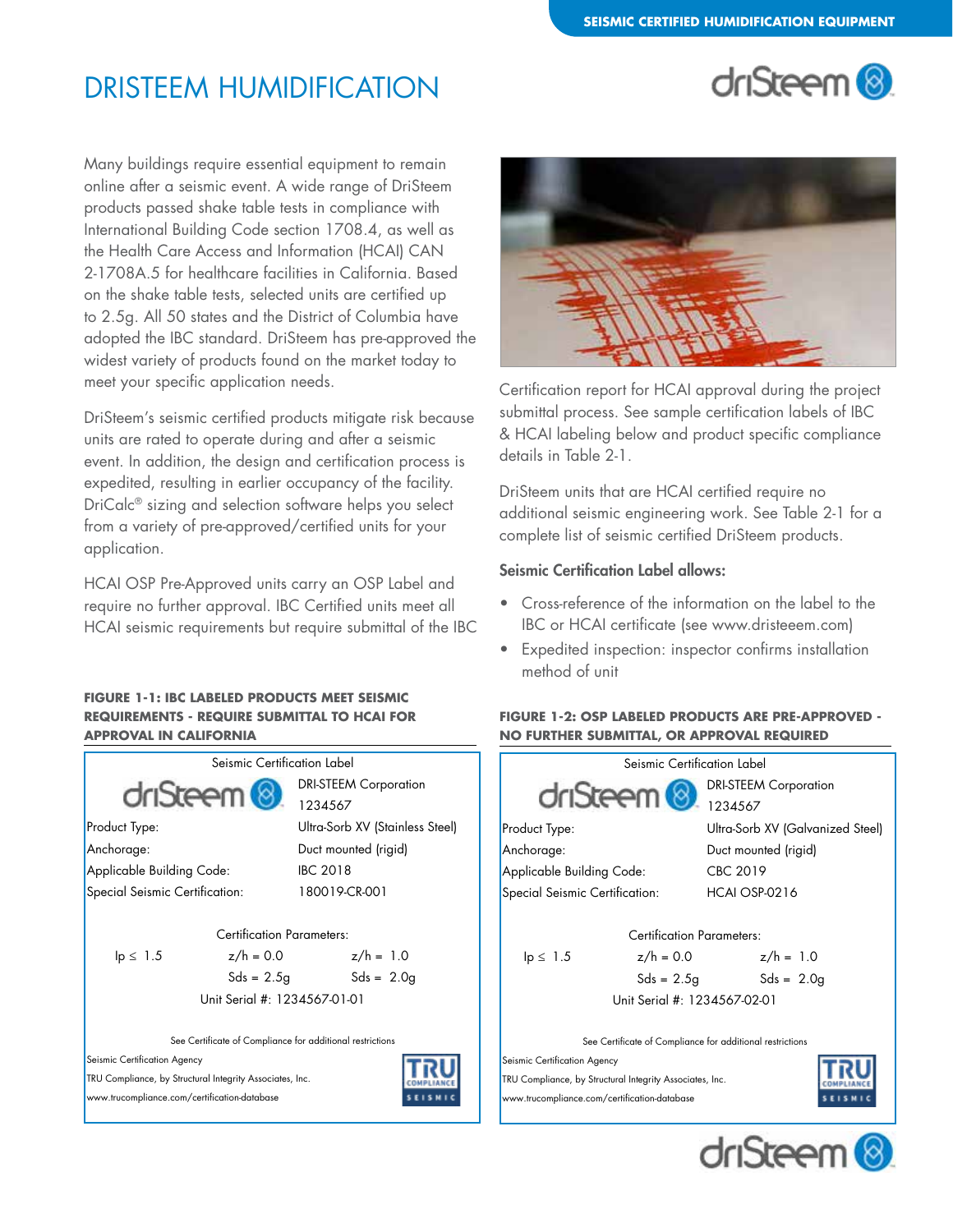# DRISTEEM HUMIDIFICATION

Many buildings require essential equipment to remain online after a seismic event. A wide range of DriSteem products passed shake table tests in compliance with International Building Code section 1708.4, as well as the Health Care Access and Information (HCAI) CAN 2-1708A.5 for healthcare facilities in California. Based on the shake table tests, selected units are certified up to 2.5g. All 50 states and the District of Columbia have adopted the IBC standard. DriSteem has pre-approved the widest variety of products found on the market today to meet your specific application needs.

DriSteem's seismic certified products mitigate risk because units are rated to operate during and after a seismic event. In addition, the design and certification process is expedited, resulting in earlier occupancy of the facility. DriCalc® sizing and selection software helps you select from a variety of pre-approved/certified units for your application.

HCAI OSP Pre-Approved units carry an OSP Label and require no further approval. IBC Certified units meet all HCAI seismic requirements but require submittal of the IBC Certification report for HCAI approval during the project submittal process. See sample certification labels of IBC & HCAI labeling below and product specific compliance details in Table 2-1.

DriSteem units that are HCAI certified require no additional seismic engineering work. See Table 2-1 for a complete list of seismic certified DriSteem products.

**Seismic Certification Label allows:**

- Cross-reference of the information on the label to the IBC or HCAI certificate (see www.dristeeem.com)
- Expedited inspection: inspector confirms installation method of unit

**FIGURE 1-1: IBC LABELED PRODUCTS MEET SEISMIC REQUIREMENTS - REQUIRE SUBMITTAL TO HCAI FOR APPROVAL IN CALIFORNIA**

Seismic Certification Label

| driSteem | DRI-STEEM Corporation 1234567 |
|---|---|
| Product Type: | Ultra-Sorb XV (Stainless Steel) |
| Anchorage: | Duct mounted (rigid) |
| Applicable Building Code: | IBC 2018 |
| Special Seismic Certification: | 180019-CR-001 |

Certification Parameters:

| Ip ≤ 1.5 | z/h = 0.0 | z/h = 1.0 |
|---|---|---|
| | Sds = 2.5g | Sds = 2.0g |

Unit Serial #: 1234567-01-01

See Certificate of Compliance for additional restrictions

Seismic Certification Agency
TRU Compliance, by Structural Integrity Associates, Inc.
www.trucompliance.com/certification-database

**FIGURE 1-2: OSP LABELED PRODUCTS ARE PRE-APPROVED - NO FURTHER SUBMITTAL, OR APPROVAL REQUIRED**

Seismic Certification Label

| driSteem | DRI-STEEM Corporation 1234567 |
|---|---|
| Product Type: | Ultra-Sorb XV (Galvanized Steel) |
| Anchorage: | Duct mounted (rigid) |
| Applicable Building Code: | CBC 2019 |
| Special Seismic Certification: | HCAI OSP-0216 |

Certification Parameters:

| Ip ≤ 1.5 | z/h = 0.0 | z/h = 1.0 |
|---|---|---|
| | Sds = 2.5g | Sds = 2.0g |

Unit Serial #: 1234567-02-01

See Certificate of Compliance for additional restrictions

Seismic Certification Agency
TRU Compliance, by Structural Integrity Associates, Inc.
www.trucompliance.com/certification-database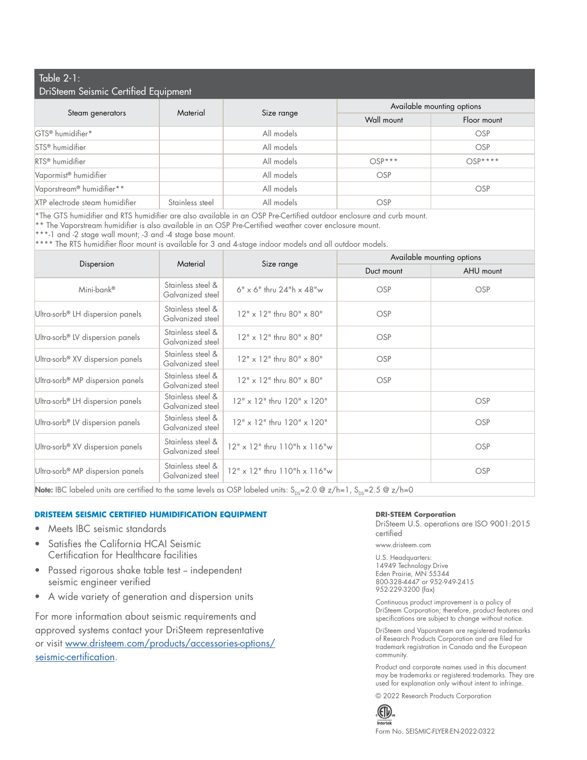## Table 2-1: DriSteem Seismic Certified Equipment

| Steam generators | Material | Size range | Available mounting options | |
|---|---|---|---|---|
| | | | Wall mount | Floor mount |
| GTS® humidifier* | | All models | | OSP |
| STS® humidifier | | All models | | OSP |
| RTS® humidifier | | All models | OSP*** | OSP**** |
| Vapormist® humidifier | | All models | OSP | |
| Vaporstream® humidifier** | | All models | | OSP |
| XTP electrode steam humidifier | Stainless steel | All models | OSP | |

*The GTS humidifier and RTS humidifier are also available in an OSP Pre-Certified outdoor enclosure and curb mount.
** The Vaporstream humidifier is also available in an OSP Pre-Certified weather cover enclosure mount.
***-1 and -2 stage wall mount; -3 and -4 stage base mount.
**** The RTS humidifier floor mount is available for 3 and 4-stage indoor models and all outdoor models.

| Dispersion | Material | Size range | Available mounting options | |
|---|---|---|---|---|
| | | | Duct mount | AHU mount |
| Mini-bank® | Stainless steel & Galvanized steel | 6" x 6" thru 24"h x 48"w | OSP | OSP |
| Ultra-sorb® LH dispersion panels | Stainless steel & Galvanized steel | 12" x 12" thru 80" x 80" | OSP | |
| Ultra-sorb® LV dispersion panels | Stainless steel & Galvanized steel | 12" x 12" thru 80" x 80" | OSP | |
| Ultra-sorb® XV dispersion panels | Stainless steel & Galvanized steel | 12" x 12" thru 80" x 80" | OSP | |
| Ultra-sorb® MP dispersion panels | Stainless steel & Galvanized steel | 12" x 12" thru 80" x 80" | OSP | |
| Ultra-sorb® LH dispersion panels | Stainless steel & Galvanized steel | 12" x 12" thru 120" x 120" | | OSP |
| Ultra-sorb® LV dispersion panels | Stainless steel & Galvanized steel | 12" x 12" thru 120" x 120" | | OSP |
| Ultra-sorb® XV dispersion panels | Stainless steel & Galvanized steel | 12" x 12" thru 110"h x 116"w | | OSP |
| Ultra-sorb® MP dispersion panels | Stainless steel & Galvanized steel | 12" x 12" thru 110"h x 116"w | | OSP |

**Note:** IBC labeled units are certified to the same levels as OSP labeled units: $S_{DS}=2.0$ @ z/h=1, $S_{DS}=2.5$ @ z/h=0

### DRISTEEM SEISMIC CERTIFIED HUMIDIFICATION EQUIPMENT

- Meets IBC seismic standards
- Satisfies the California HCAI Seismic Certification for Healthcare facilities
- Passed rigorous shake table test – independent seismic engineer verified
- A wide variety of generation and dispersion units

For more information about seismic requirements and approved systems contact your DriSteem representative or visit www.dristeem.com/products/accessories-options/seismic-certification.

**DRI-STEEM Corporation**
DriSteem U.S. operations are ISO 9001:2015 certified

www.dristeem.com

U.S. Headquarters:
14949 Technology Drive
Eden Prairie, MN 55344
800-328-4447 or 952-949-2415
952-229-3200 (fax)

Continuous product improvement is a policy of DriSteem Corporation; therefore, product features and specifications are subject to change without notice.

DriSteem and Vaporstream are registered trademarks of Research Products Corporation and are filed for trademark registration in Canada and the European community.

Product and corporate names used in this document may be trademarks or registered trademarks. They are used for explanation only without intent to infringe.

© 2022 Research Products Corporation

Intertek

Form No. SEISMIC-FLYER-EN-2022-0322